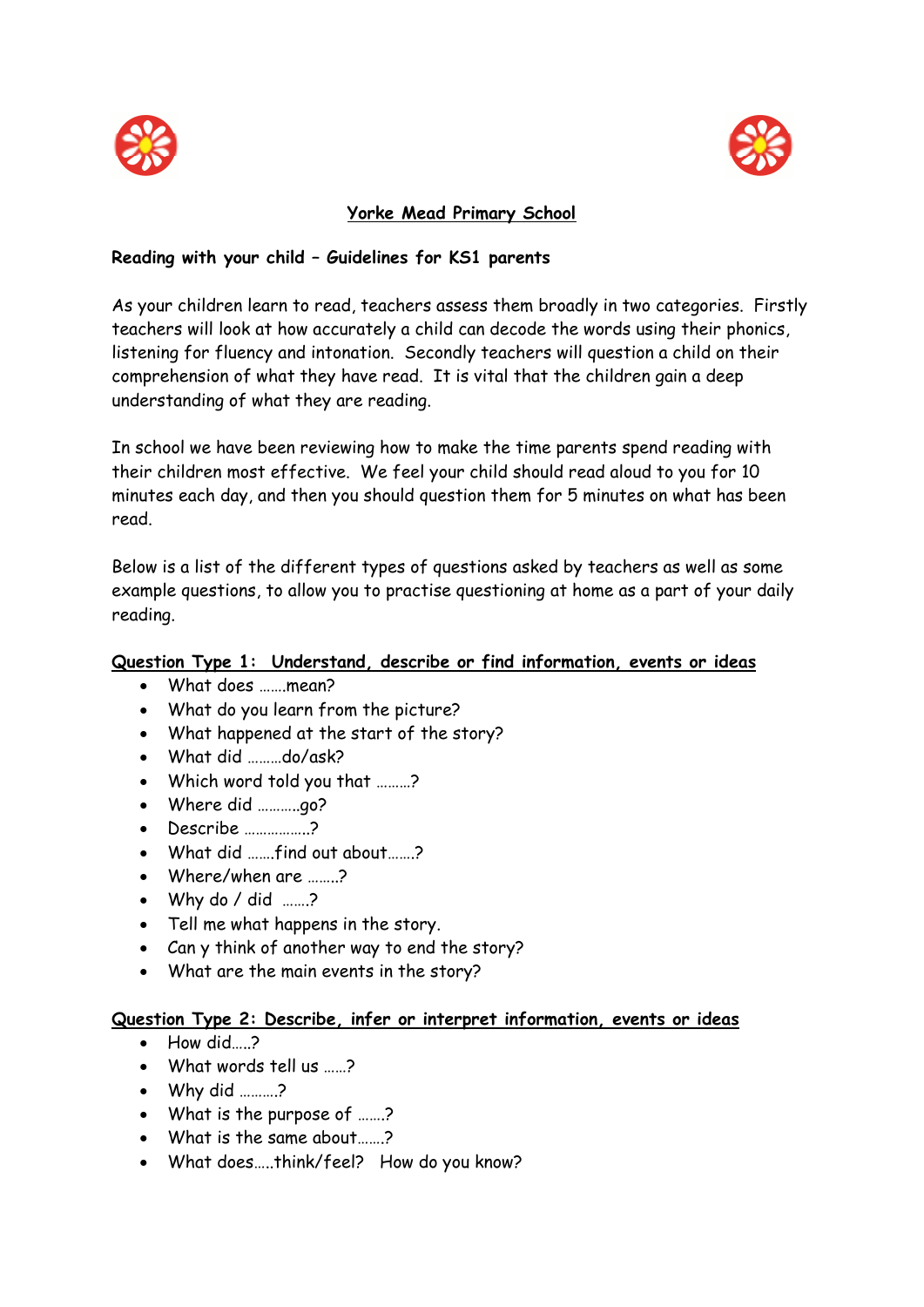# Yorke Mead Primary School

**Reading with your child – Guidelines for KS1 parents**

As your children learn to read, teachers assess them broadly in two categories. Firstly teachers will look at how accurately a child can decode the words using their phonics, listening for fluency and intonation. Secondly teachers will question a child on their comprehension of what they have read. It is vital that the children gain a deep understanding of what they are reading.

In school we have been reviewing how to make the time parents spend reading with their children most effective. We feel your child should read aloud to you for 10 minutes each day, and then you should question them for 5 minutes on what has been read.

Below is a list of the different types of questions asked by teachers as well as some example questions, to allow you to practise questioning at home as a part of your daily reading.

## Question Type 1: Understand, describe or find information, events or ideas

- What does …….mean?
- What do you learn from the picture?
- What happened at the start of the story?
- What did ………do/ask?
- Which word told you that ………?
- Where did ………..go?
- Describe ……………..?
- What did …….find out about…….?
- Where/when are ……..?
- Why do / did …….?
- Tell me what happens in the story.
- Can y think of another way to end the story?
- What are the main events in the story?

## Question Type 2: Describe, infer or interpret information, events or ideas

- How did…..?
- What words tell us ……?
- Why did ……….?
- What is the purpose of …….?
- What is the same about…….?
- What does…..think/feel? How do you know?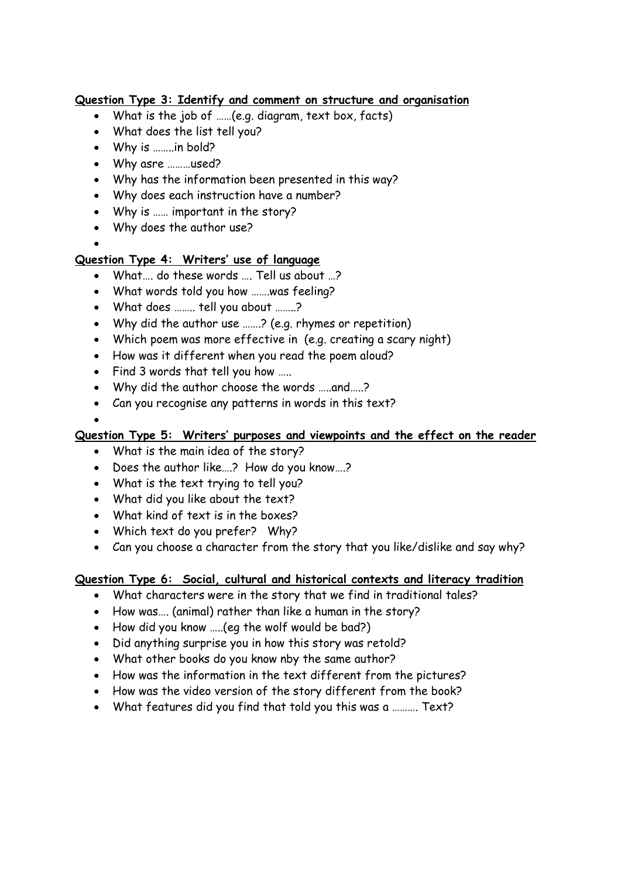**Question Type 3: Identify and comment on structure and organisation**

- What is the job of ……(e.g. diagram, text box, facts)
- What does the list tell you?
- Why is ……..in bold?
- Why asre ………used?
- Why has the information been presented in this way?
- Why does each instruction have a number?
- Why is …… important in the story?
- Why does the author use?
-

**Question Type 4: Writers' use of language**

- What…. do these words …. Tell us about …?
- What words told you how …….was feeling?
- What does …….. tell you about ……..?
- Why did the author use …….? (e.g. rhymes or repetition)
- Which poem was more effective in (e.g. creating a scary night)
- How was it different when you read the poem aloud?
- Find 3 words that tell you how …..
- Why did the author choose the words …..and…..?
- Can you recognise any patterns in words in this text?
-

**Question Type 5: Writers' purposes and viewpoints and the effect on the reader**

- What is the main idea of the story?
- Does the author like….? How do you know….?
- What is the text trying to tell you?
- What did you like about the text?
- What kind of text is in the boxes?
- Which text do you prefer? Why?
- Can you choose a character from the story that you like/dislike and say why?

**Question Type 6: Social, cultural and historical contexts and literacy tradition**

- What characters were in the story that we find in traditional tales?
- How was…. (animal) rather than like a human in the story?
- How did you know …..(eg the wolf would be bad?)
- Did anything surprise you in how this story was retold?
- What other books do you know nby the same author?
- How was the information in the text different from the pictures?
- How was the video version of the story different from the book?
- What features did you find that told you this was a ………. Text?